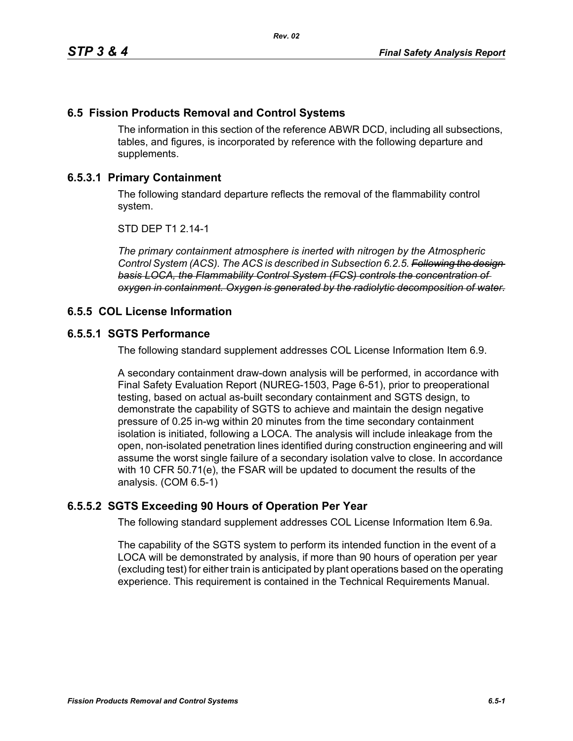## 6.5 Fission Products Removal and Control Systems

The information in this section of the reference ABWR DCD, including all subsections, tables, and figures, is incorporated by reference with the following departure and supplements.

### 6.5.3.1 Primary Containment

The following standard departure reflects the removal of the flammability control system.

STD DEP T1 2.14-1

*The primary containment atmosphere is inerted with nitrogen by the Atmospheric Control System (ACS). The ACS is described in Subsection 6.2.5.* *~~Following the design basis LOCA, the Flammability Control System (FCS) controls the concentration of oxygen in containment. Oxygen is generated by the radiolytic decomposition of water.~~*

### 6.5.5 COL License Information

### 6.5.5.1 SGTS Performance

The following standard supplement addresses COL License Information Item 6.9.

A secondary containment draw-down analysis will be performed, in accordance with Final Safety Evaluation Report (NUREG-1503, Page 6-51), prior to preoperational testing, based on actual as-built secondary containment and SGTS design, to demonstrate the capability of SGTS to achieve and maintain the design negative pressure of 0.25 in-wg within 20 minutes from the time secondary containment isolation is initiated, following a LOCA. The analysis will include inleakage from the open, non-isolated penetration lines identified during construction engineering and will assume the worst single failure of a secondary isolation valve to close. In accordance with 10 CFR 50.71(e), the FSAR will be updated to document the results of the analysis. (COM 6.5-1)

### 6.5.5.2 SGTS Exceeding 90 Hours of Operation Per Year

The following standard supplement addresses COL License Information Item 6.9a.

The capability of the SGTS system to perform its intended function in the event of a LOCA will be demonstrated by analysis, if more than 90 hours of operation per year (excluding test) for either train is anticipated by plant operations based on the operating experience. This requirement is contained in the Technical Requirements Manual.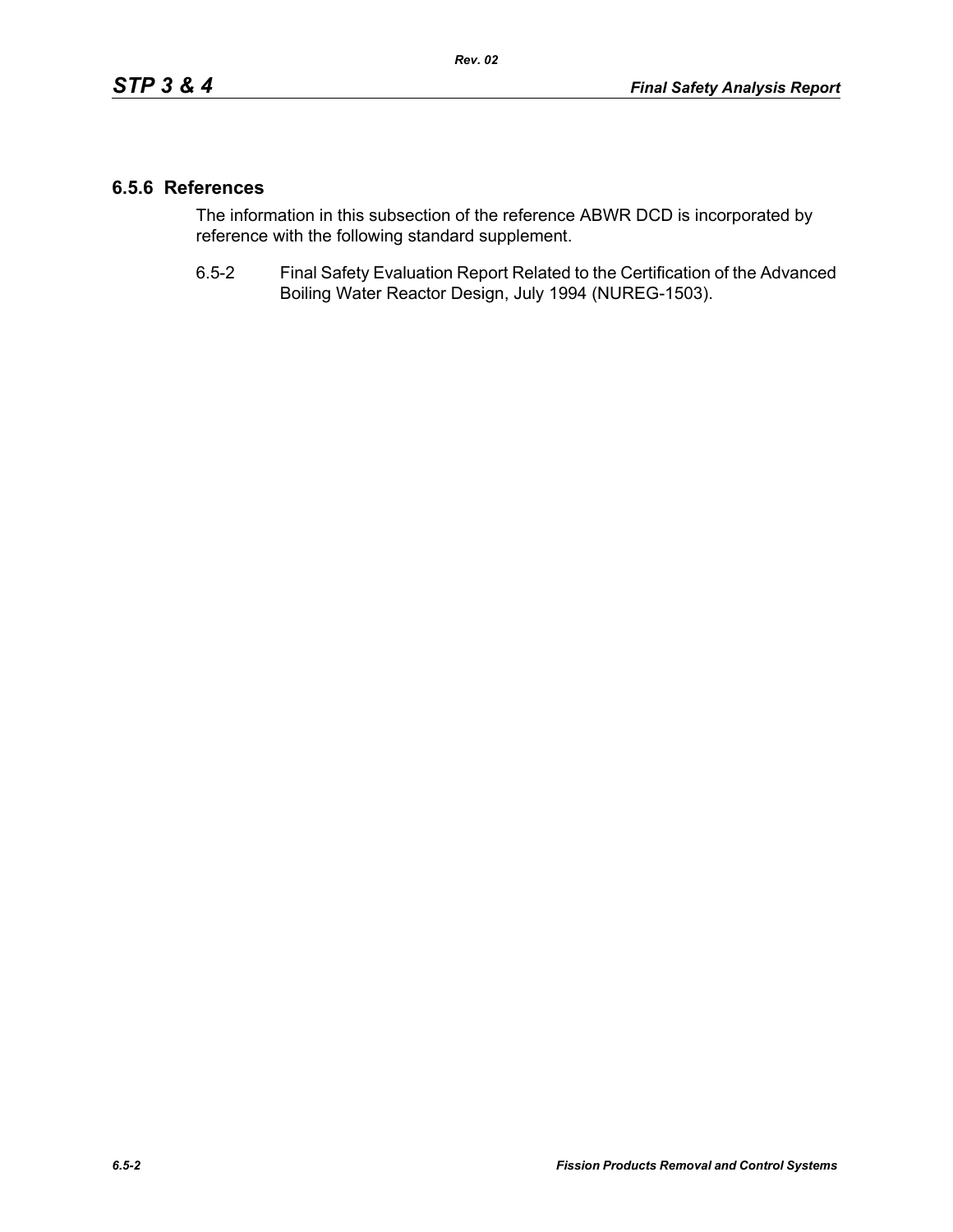### 6.5.6 References

The information in this subsection of the reference ABWR DCD is incorporated by reference with the following standard supplement.

6.5-2 Final Safety Evaluation Report Related to the Certification of the Advanced Boiling Water Reactor Design, July 1994 (NUREG-1503).